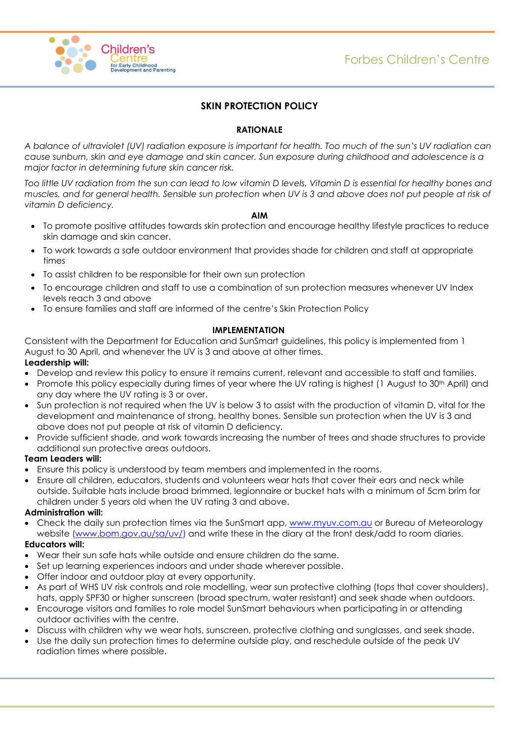# SKIN PROTECTION POLICY

## RATIONALE

*A balance of ultraviolet (UV) radiation exposure is important for health. Too much of the sun's UV radiation can cause sunburn, skin and eye damage and skin cancer. Sun exposure during childhood and adolescence is a major factor in determining future skin cancer risk.*

*Too little UV radiation from the sun can lead to low vitamin D levels. Vitamin D is essential for healthy bones and muscles, and for general health. Sensible sun protection when UV is 3 and above does not put people at risk of vitamin D deficiency.*

## AIM

- To promote positive attitudes towards skin protection and encourage healthy lifestyle practices to reduce skin damage and skin cancer.
- To work towards a safe outdoor environment that provides shade for children and staff at appropriate times
- To assist children to be responsible for their own sun protection
- To encourage children and staff to use a combination of sun protection measures whenever UV Index levels reach 3 and above
- To ensure families and staff are informed of the centre's Skin Protection Policy

## IMPLEMENTATION

Consistent with the Department for Education and SunSmart guidelines, this policy is implemented from 1 August to 30 April, and whenever the UV is 3 and above at other times.

**Leadership will:**

- Develop and review this policy to ensure it remains current, relevant and accessible to staff and families.
- Promote this policy especially during times of year where the UV rating is highest (1 August to 30th April) and any day where the UV rating is 3 or over.
- Sun protection is not required when the UV is below 3 to assist with the production of vitamin D, vital for the development and maintenance of strong, healthy bones. Sensible sun protection when the UV is 3 and above does not put people at risk of vitamin D deficiency.
- Provide sufficient shade, and work towards increasing the number of trees and shade structures to provide additional sun protective areas outdoors.

**Team Leaders will:**

- Ensure this policy is understood by team members and implemented in the rooms.
- Ensure all children, educators, students and volunteers wear hats that cover their ears and neck while outside. Suitable hats include broad brimmed, legionnaire or bucket hats with a minimum of 5cm brim for children under 5 years old when the UV rating 3 and above.

**Administration will:**

- Check the daily sun protection times via the SunSmart app, www.myuv.com.au or Bureau of Meteorology website (www.bom.gov.au/sa/uv/) and write these in the diary at the front desk/add to room diaries.

**Educators will:**

- Wear their sun safe hats while outside and ensure children do the same.
- Set up learning experiences indoors and under shade wherever possible.
- Offer indoor and outdoor play at every opportunity.
- As part of WHS UV risk controls and role modelling, wear sun protective clothing (tops that cover shoulders), hats, apply SPF30 or higher sunscreen (broad spectrum, water resistant) and seek shade when outdoors.
- Encourage visitors and families to role model SunSmart behaviours when participating in or attending outdoor activities with the centre.
- Discuss with children why we wear hats, sunscreen, protective clothing and sunglasses, and seek shade.
- Use the daily sun protection times to determine outside play, and reschedule outside of the peak UV radiation times where possible.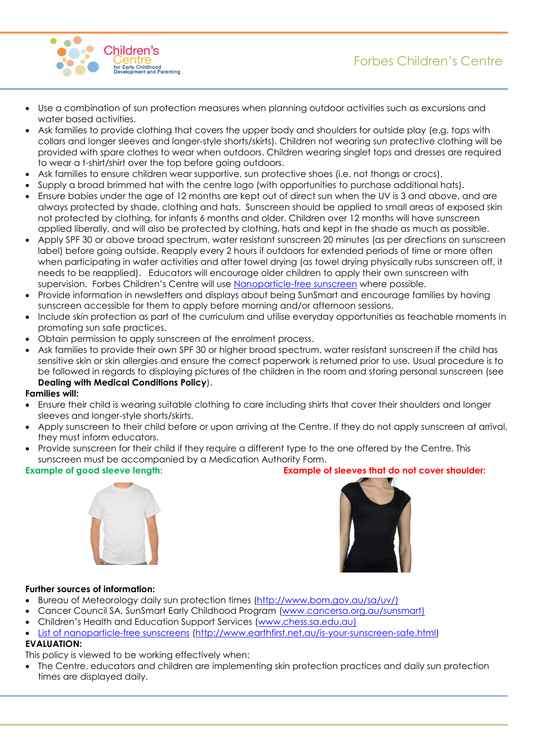- Use a combination of sun protection measures when planning outdoor activities such as excursions and water based activities.
- Ask families to provide clothing that covers the upper body and shoulders for outside play (e.g. tops with collars and longer sleeves and longer-style shorts/skirts). Children not wearing sun protective clothing will be provided with spare clothes to wear when outdoors. Children wearing singlet tops and dresses are required to wear a t-shirt/shirt over the top before going outdoors.
- Ask families to ensure children wear supportive, sun protective shoes (i.e. not thongs or crocs).
- Supply a broad brimmed hat with the centre logo (with opportunities to purchase additional hats).
- Ensure babies under the age of 12 months are kept out of direct sun when the UV is 3 and above, and are always protected by shade, clothing and hats. Sunscreen should be applied to small areas of exposed skin not protected by clothing, for infants 6 months and older. Children over 12 months will have sunscreen applied liberally, and will also be protected by clothing, hats and kept in the shade as much as possible.
- Apply SPF 30 or above broad spectrum, water resistant sunscreen 20 minutes (as per directions on sunscreen label) before going outside. Reapply every 2 hours if outdoors for extended periods of time or more often when participating in water activities and after towel drying (as towel drying physically rubs sunscreen off, it needs to be reapplied). Educators will encourage older children to apply their own sunscreen with supervision. Forbes Children's Centre will use Nanoparticle-free sunscreen where possible.
- Provide information in newsletters and displays about being SunSmart and encourage families by having sunscreen accessible for them to apply before morning and/or afternoon sessions.
- Include skin protection as part of the curriculum and utilise everyday opportunities as teachable moments in promoting sun safe practices.
- Obtain permission to apply sunscreen at the enrolment process.
- Ask families to provide their own SPF 30 or higher broad spectrum, water resistant sunscreen if the child has sensitive skin or skin allergies and ensure the correct paperwork is returned prior to use. Usual procedure is to be followed in regards to displaying pictures of the children in the room and storing personal sunscreen (see **Dealing with Medical Conditions Policy**).

**Families will:**

- Ensure their child is wearing suitable clothing to care including shirts that cover their shoulders and longer sleeves and longer-style shorts/skirts.
- Apply sunscreen to their child before or upon arriving at the Centre. If they do not apply sunscreen at arrival, they must inform educators.
- Provide sunscreen for their child if they require a different type to the one offered by the Centre. This sunscreen must be accompanied by a Medication Authority Form.

**Example of good sleeve length:**

**Example of sleeves that do not cover shoulder:**

**Further sources of information:**

- Bureau of Meteorology daily sun protection times (http://www.bom.gov.au/sa/uv/)
- Cancer Council SA, SunSmart Early Childhood Program (www.cancersa.org.au/sunsmart)
- Children's Health and Education Support Services (www.chess.sa.edu.au)
- List of nanoparticle-free sunscreens (http://www.earthfirst.net.au/is-your-sunscreen-safe.html)

**EVALUATION:**

This policy is viewed to be working effectively when:

- The Centre, educators and children are implementing skin protection practices and daily sun protection times are displayed daily.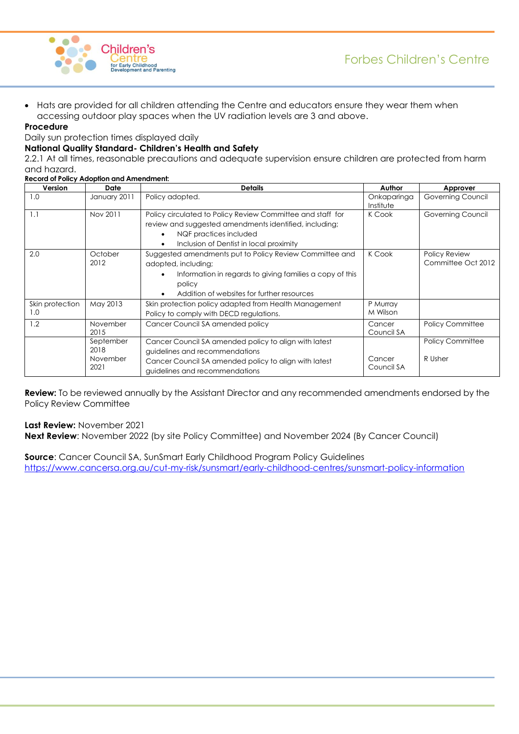- Hats are provided for all children attending the Centre and educators ensure they wear them when accessing outdoor play spaces when the UV radiation levels are 3 and above.

**Procedure**

Daily sun protection times displayed daily

**National Quality Standard- Children's Health and Safety**

2.2.1 At all times, reasonable precautions and adequate supervision ensure children are protected from harm and hazard.

**Record of Policy Adoption and Amendment:**

| Version | Date | Details | Author | Approver |
|---|---|---|---|---|
| 1.0 | January 2011 | Policy adopted. | Onkaparinga Institute | Governing Council |
| 1.1 | Nov 2011 | Policy circulated to Policy Review Committee and staff for review and suggested amendments identified, including; • NQF practices included • Inclusion of Dentist in local proximity | K Cook | Governing Council |
| 2.0 | October 2012 | Suggested amendments put to Policy Review Committee and adopted, including; • Information in regards to giving families a copy of this policy • Addition of websites for further resources | K Cook | Policy Review Committee Oct 2012 |
| Skin protection 1.0 | May 2013 | Skin protection policy adapted from Health Management Policy to comply with DECD regulations. | P Murray M Wilson | |
| 1.2 | November 2015 | Cancer Council SA amended policy | Cancer Council SA | Policy Committee |
| | September 2018 November 2021 | Cancer Council SA amended policy to align with latest guidelines and recommendations Cancer Council SA amended policy to align with latest guidelines and recommendations | Cancer Council SA | Policy Committee R Usher |

**Review:** To be reviewed annually by the Assistant Director and any recommended amendments endorsed by the Policy Review Committee

**Last Review:** November 2021

**Next Review**: November 2022 (by site Policy Committee) and November 2024 (By Cancer Council)

**Source**: Cancer Council SA, SunSmart Early Childhood Program Policy Guidelines
https://www.cancersa.org.au/cut-my-risk/sunsmart/early-childhood-centres/sunsmart-policy-information